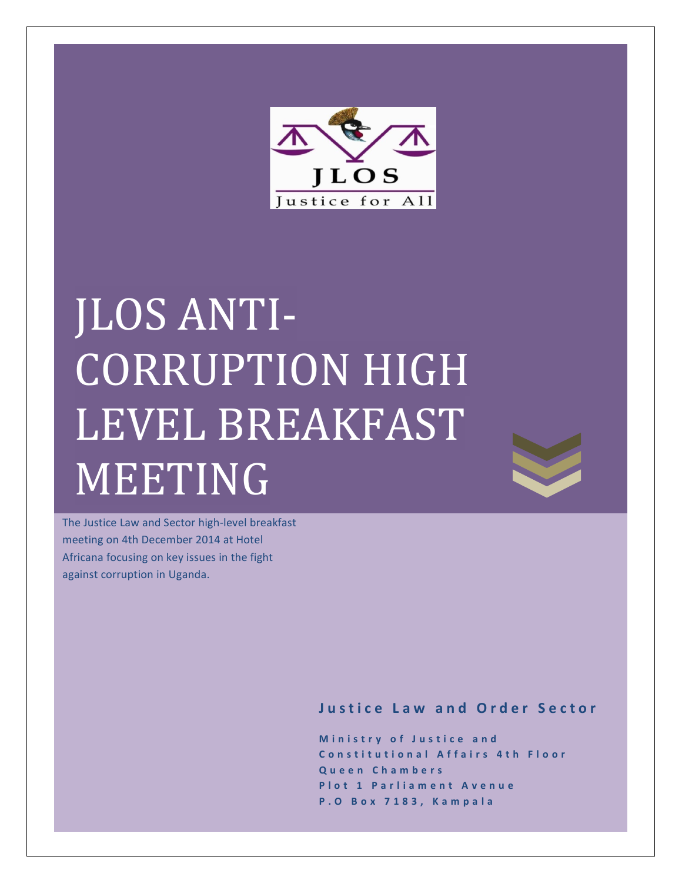JLOS

Justice for All

# JLOS ANTI-CORRUPTION HIGH LEVEL BREAKFAST MEETING

The Justice Law and Sector high-level breakfast meeting on 4th December 2014 at Hotel Africana focusing on key issues in the fight against corruption in Uganda.

**Justice Law and Order Sector**

**Ministry of Justice and Constitutional Affairs 4th Floor**
**Queen Chambers**
**Plot 1 Parliament Avenue**
**P.O Box 7183, Kampala**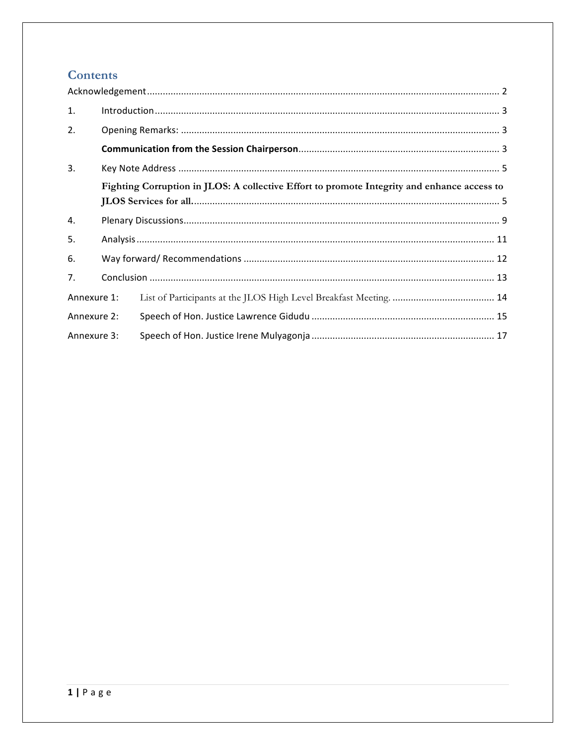# Contents

Acknowledgement ........................................................................................................................ 2

1. Introduction ........................................................................................................................ 3

2. Opening Remarks: ................................................................................................................ 3

   **Communication from the Session Chairperson** ........................................................................... 3

3. Key Note Address ................................................................................................................ 5

   **Fighting Corruption in JLOS: A collective Effort to promote Integrity and enhance access to JLOS Services for all.** .................................................................................................... 5

4. Plenary Discussions ............................................................................................................... 9

5. Analysis ................................................................................................................................ 11

6. Way forward/ Recommendations ........................................................................................... 12

7. Conclusion ........................................................................................................................... 13

Annexure 1: List of Participants at the JLOS High Level Breakfast Meeting. ....................................... 14

Annexure 2: Speech of Hon. Justice Lawrence Gidudu ..................................................................... 15

Annexure 3: Speech of Hon. Justice Irene Mulyagonja ..................................................................... 17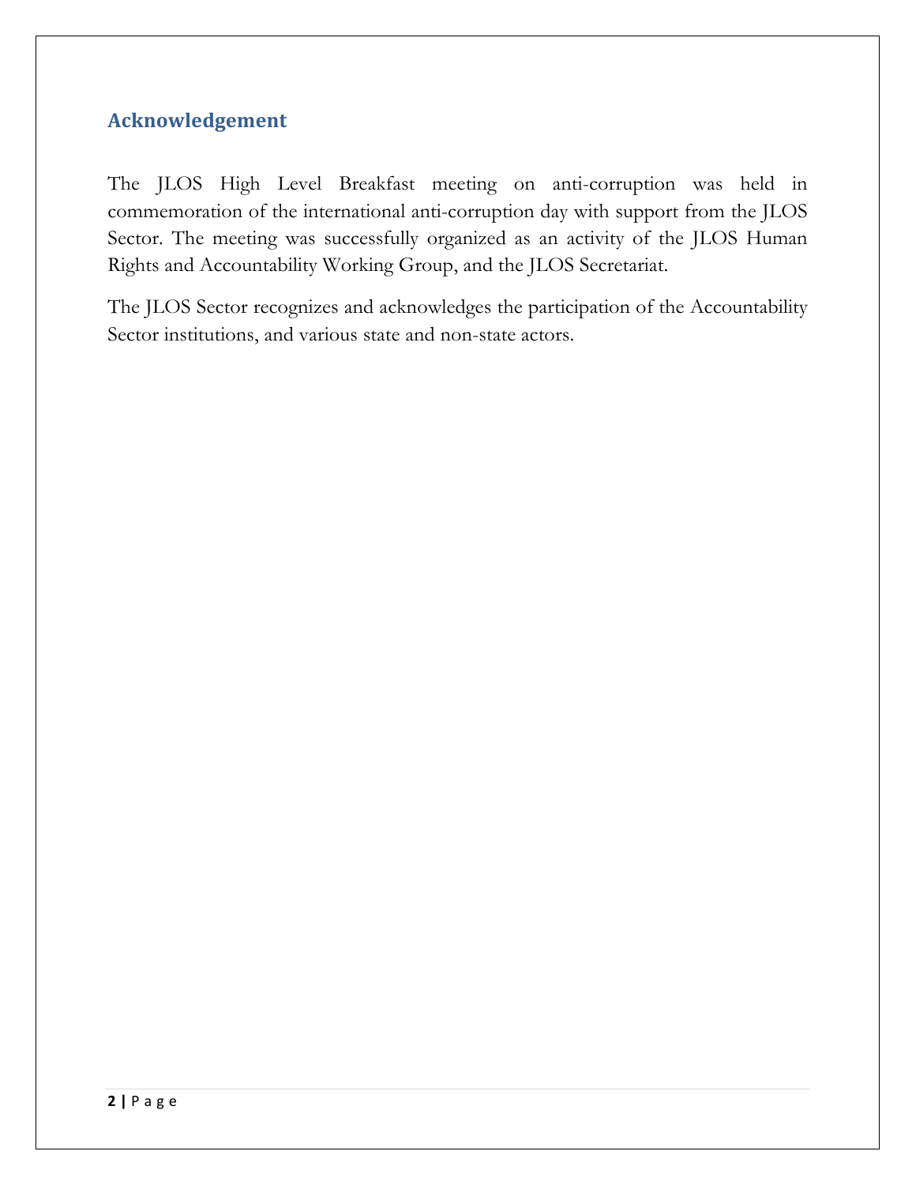## Acknowledgement

The JLOS High Level Breakfast meeting on anti-corruption was held in commemoration of the international anti-corruption day with support from the JLOS Sector. The meeting was successfully organized as an activity of the JLOS Human Rights and Accountability Working Group, and the JLOS Secretariat.

The JLOS Sector recognizes and acknowledges the participation of the Accountability Sector institutions, and various state and non-state actors.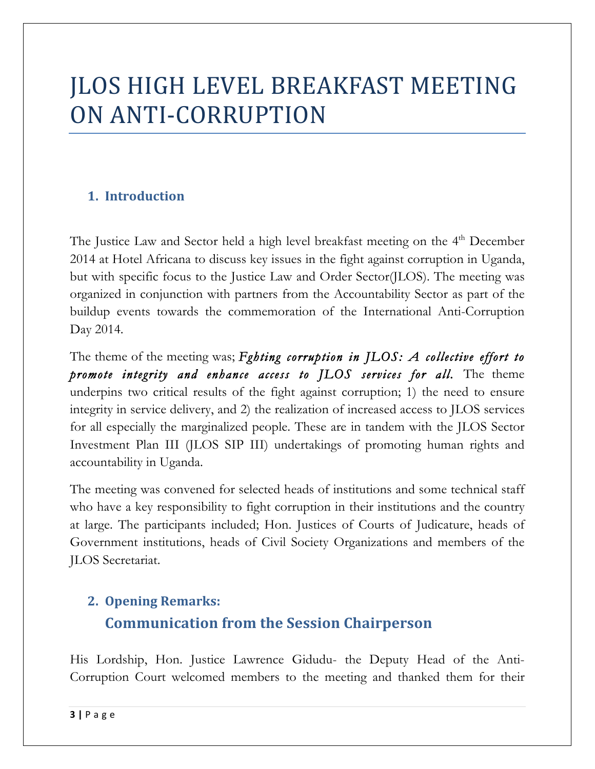# JLOS HIGH LEVEL BREAKFAST MEETING ON ANTI-CORRUPTION

## 1. Introduction

The Justice Law and Sector held a high level breakfast meeting on the 4th December 2014 at Hotel Africana to discuss key issues in the fight against corruption in Uganda, but with specific focus to the Justice Law and Order Sector(JLOS). The meeting was organized in conjunction with partners from the Accountability Sector as part of the buildup events towards the commemoration of the International Anti-Corruption Day 2014.

The theme of the meeting was; ***Fghting corruption in JLOS: A collective effort to promote integrity and enhance access to JLOS services for all.*** The theme underpins two critical results of the fight against corruption; 1) the need to ensure integrity in service delivery, and 2) the realization of increased access to JLOS services for all especially the marginalized people. These are in tandem with the JLOS Sector Investment Plan III (JLOS SIP III) undertakings of promoting human rights and accountability in Uganda.

The meeting was convened for selected heads of institutions and some technical staff who have a key responsibility to fight corruption in their institutions and the country at large. The participants included; Hon. Justices of Courts of Judicature, heads of Government institutions, heads of Civil Society Organizations and members of the JLOS Secretariat.

## 2. Opening Remarks:

### Communication from the Session Chairperson

His Lordship, Hon. Justice Lawrence Gidudu- the Deputy Head of the Anti-Corruption Court welcomed members to the meeting and thanked them for their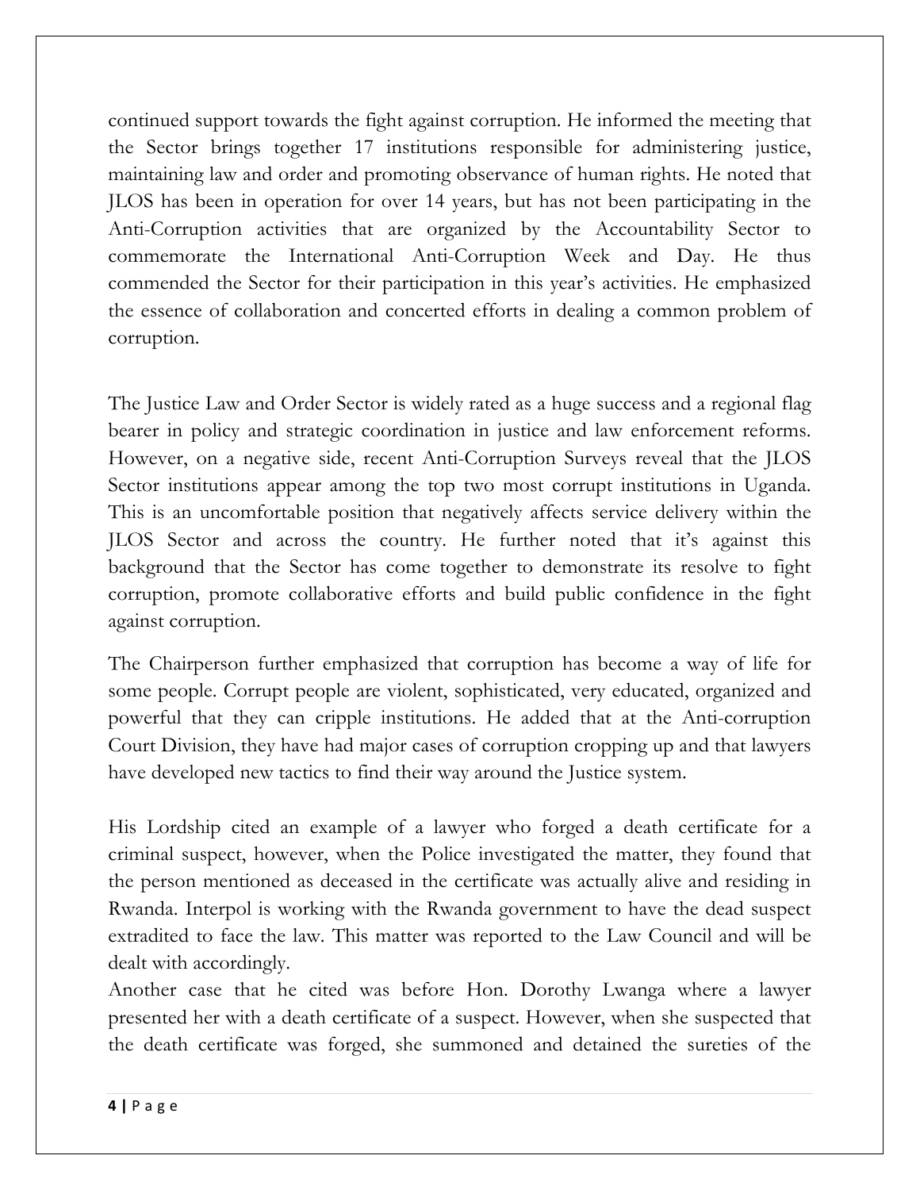continued support towards the fight against corruption. He informed the meeting that the Sector brings together 17 institutions responsible for administering justice, maintaining law and order and promoting observance of human rights. He noted that JLOS has been in operation for over 14 years, but has not been participating in the Anti-Corruption activities that are organized by the Accountability Sector to commemorate the International Anti-Corruption Week and Day. He thus commended the Sector for their participation in this year's activities. He emphasized the essence of collaboration and concerted efforts in dealing a common problem of corruption.

The Justice Law and Order Sector is widely rated as a huge success and a regional flag bearer in policy and strategic coordination in justice and law enforcement reforms. However, on a negative side, recent Anti-Corruption Surveys reveal that the JLOS Sector institutions appear among the top two most corrupt institutions in Uganda. This is an uncomfortable position that negatively affects service delivery within the JLOS Sector and across the country. He further noted that it's against this background that the Sector has come together to demonstrate its resolve to fight corruption, promote collaborative efforts and build public confidence in the fight against corruption.

The Chairperson further emphasized that corruption has become a way of life for some people. Corrupt people are violent, sophisticated, very educated, organized and powerful that they can cripple institutions. He added that at the Anti-corruption Court Division, they have had major cases of corruption cropping up and that lawyers have developed new tactics to find their way around the Justice system.

His Lordship cited an example of a lawyer who forged a death certificate for a criminal suspect, however, when the Police investigated the matter, they found that the person mentioned as deceased in the certificate was actually alive and residing in Rwanda. Interpol is working with the Rwanda government to have the dead suspect extradited to face the law. This matter was reported to the Law Council and will be dealt with accordingly.

Another case that he cited was before Hon. Dorothy Lwanga where a lawyer presented her with a death certificate of a suspect. However, when she suspected that the death certificate was forged, she summoned and detained the sureties of the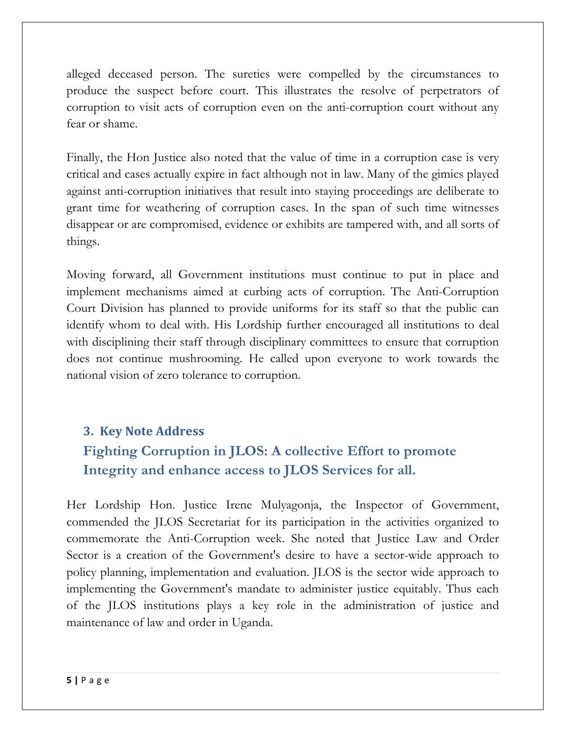alleged deceased person. The sureties were compelled by the circumstances to produce the suspect before court. This illustrates the resolve of perpetrators of corruption to visit acts of corruption even on the anti-corruption court without any fear or shame.

Finally, the Hon Justice also noted that the value of time in a corruption case is very critical and cases actually expire in fact although not in law. Many of the gimics played against anti-corruption initiatives that result into staying proceedings are deliberate to grant time for weathering of corruption cases. In the span of such time witnesses disappear or are compromised, evidence or exhibits are tampered with, and all sorts of things.

Moving forward, all Government institutions must continue to put in place and implement mechanisms aimed at curbing acts of corruption. The Anti-Corruption Court Division has planned to provide uniforms for its staff so that the public can identify whom to deal with. His Lordship further encouraged all institutions to deal with disciplining their staff through disciplinary committees to ensure that corruption does not continue mushrooming. He called upon everyone to work towards the national vision of zero tolerance to corruption.

## 3. Key Note Address

## Fighting Corruption in JLOS: A collective Effort to promote Integrity and enhance access to JLOS Services for all.

Her Lordship Hon. Justice Irene Mulyagonja, the Inspector of Government, commended the JLOS Secretariat for its participation in the activities organized to commemorate the Anti-Corruption week. She noted that Justice Law and Order Sector is a creation of the Government's desire to have a sector-wide approach to policy planning, implementation and evaluation. JLOS is the sector wide approach to implementing the Government's mandate to administer justice equitably. Thus each of the JLOS institutions plays a key role in the administration of justice and maintenance of law and order in Uganda.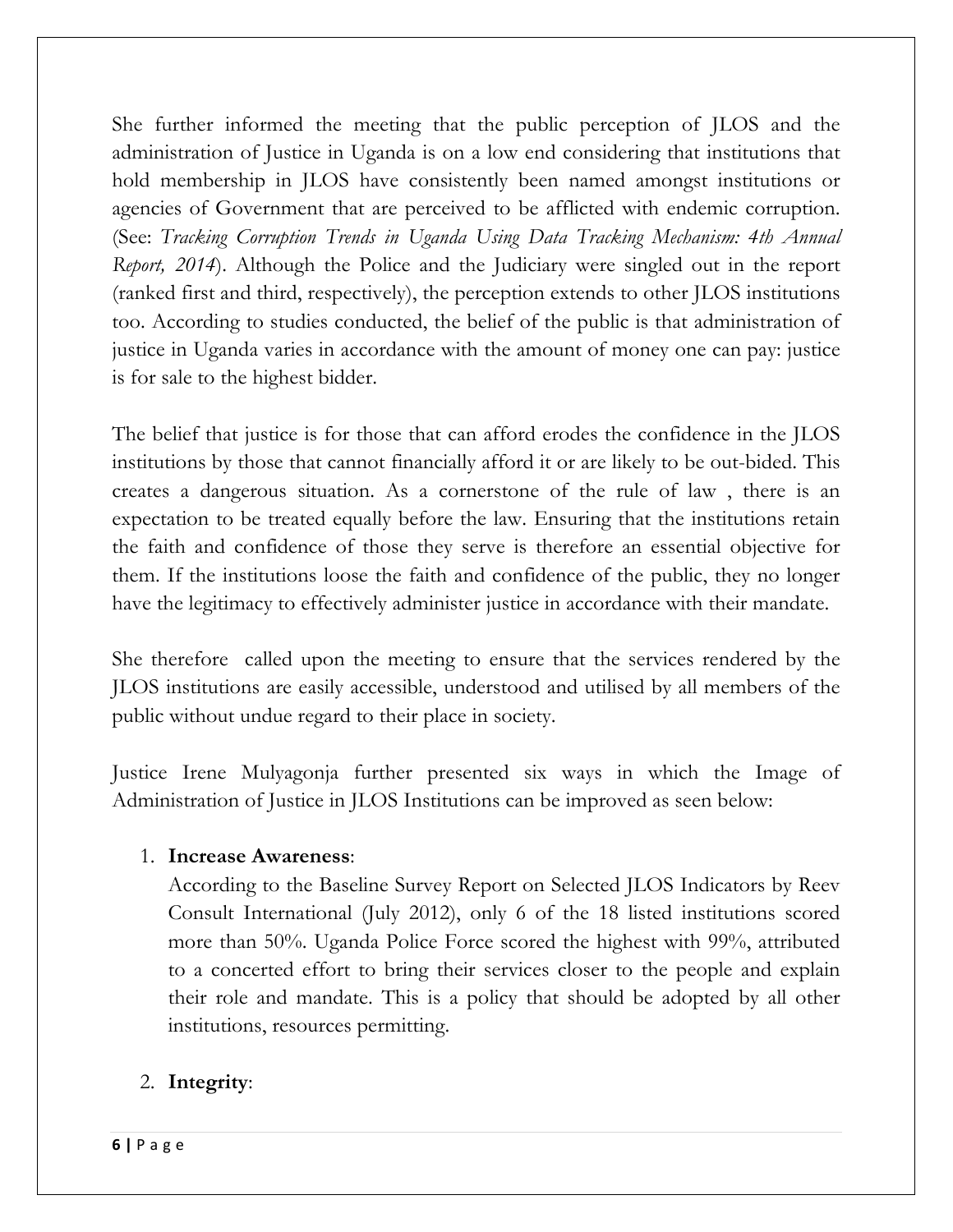She further informed the meeting that the public perception of JLOS and the administration of Justice in Uganda is on a low end considering that institutions that hold membership in JLOS have consistently been named amongst institutions or agencies of Government that are perceived to be afflicted with endemic corruption. (See: *Tracking Corruption Trends in Uganda Using Data Tracking Mechanism: 4th Annual Report, 2014*). Although the Police and the Judiciary were singled out in the report (ranked first and third, respectively), the perception extends to other JLOS institutions too. According to studies conducted, the belief of the public is that administration of justice in Uganda varies in accordance with the amount of money one can pay: justice is for sale to the highest bidder.

The belief that justice is for those that can afford erodes the confidence in the JLOS institutions by those that cannot financially afford it or are likely to be out-bided. This creates a dangerous situation. As a cornerstone of the rule of law , there is an expectation to be treated equally before the law. Ensuring that the institutions retain the faith and confidence of those they serve is therefore an essential objective for them. If the institutions loose the faith and confidence of the public, they no longer have the legitimacy to effectively administer justice in accordance with their mandate.

She therefore called upon the meeting to ensure that the services rendered by the JLOS institutions are easily accessible, understood and utilised by all members of the public without undue regard to their place in society.

Justice Irene Mulyagonja further presented six ways in which the Image of Administration of Justice in JLOS Institutions can be improved as seen below:

1. **Increase Awareness**:
   According to the Baseline Survey Report on Selected JLOS Indicators by Reev Consult International (July 2012), only 6 of the 18 listed institutions scored more than 50%. Uganda Police Force scored the highest with 99%, attributed to a concerted effort to bring their services closer to the people and explain their role and mandate. This is a policy that should be adopted by all other institutions, resources permitting.

2. **Integrity**: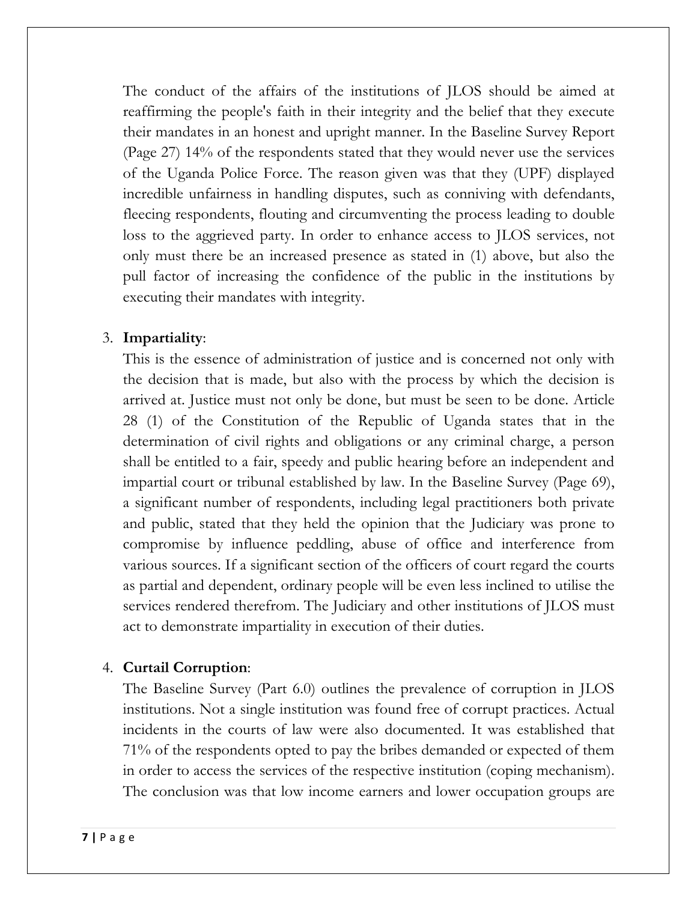The conduct of the affairs of the institutions of JLOS should be aimed at reaffirming the people's faith in their integrity and the belief that they execute their mandates in an honest and upright manner. In the Baseline Survey Report (Page 27) 14% of the respondents stated that they would never use the services of the Uganda Police Force. The reason given was that they (UPF) displayed incredible unfairness in handling disputes, such as conniving with defendants, fleecing respondents, flouting and circumventing the process leading to double loss to the aggrieved party. In order to enhance access to JLOS services, not only must there be an increased presence as stated in (1) above, but also the pull factor of increasing the confidence of the public in the institutions by executing their mandates with integrity.

3. **Impartiality**:
   This is the essence of administration of justice and is concerned not only with the decision that is made, but also with the process by which the decision is arrived at. Justice must not only be done, but must be seen to be done. Article 28 (1) of the Constitution of the Republic of Uganda states that in the determination of civil rights and obligations or any criminal charge, a person shall be entitled to a fair, speedy and public hearing before an independent and impartial court or tribunal established by law. In the Baseline Survey (Page 69), a significant number of respondents, including legal practitioners both private and public, stated that they held the opinion that the Judiciary was prone to compromise by influence peddling, abuse of office and interference from various sources. If a significant section of the officers of court regard the courts as partial and dependent, ordinary people will be even less inclined to utilise the services rendered therefrom. The Judiciary and other institutions of JLOS must act to demonstrate impartiality in execution of their duties.

4. **Curtail Corruption**:
   The Baseline Survey (Part 6.0) outlines the prevalence of corruption in JLOS institutions. Not a single institution was found free of corrupt practices. Actual incidents in the courts of law were also documented. It was established that 71% of the respondents opted to pay the bribes demanded or expected of them in order to access the services of the respective institution (coping mechanism). The conclusion was that low income earners and lower occupation groups are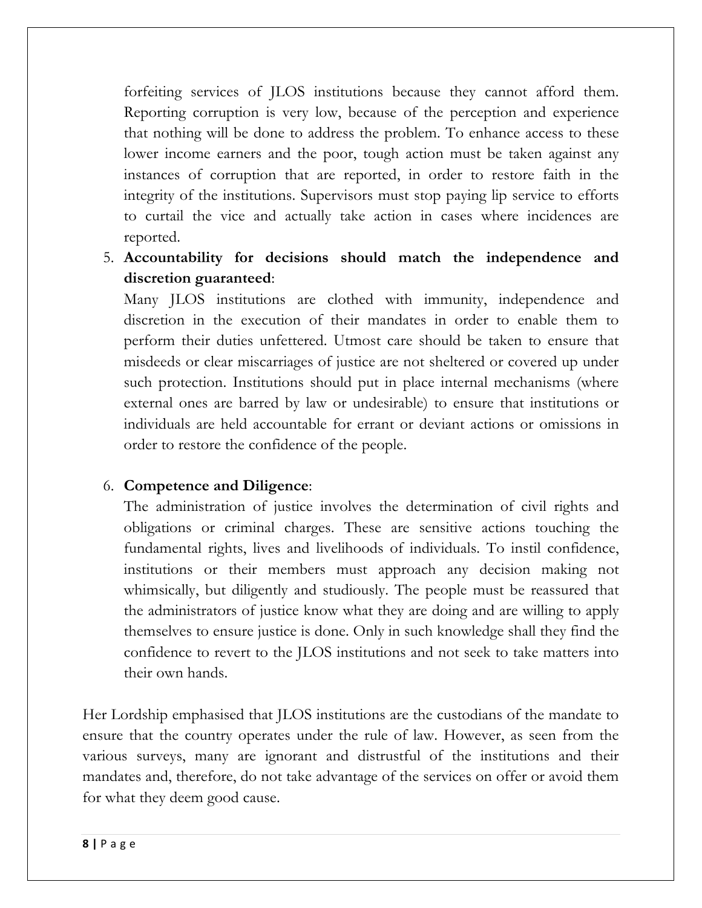forfeiting services of JLOS institutions because they cannot afford them. Reporting corruption is very low, because of the perception and experience that nothing will be done to address the problem. To enhance access to these lower income earners and the poor, tough action must be taken against any instances of corruption that are reported, in order to restore faith in the integrity of the institutions. Supervisors must stop paying lip service to efforts to curtail the vice and actually take action in cases where incidences are reported.

5. **Accountability for decisions should match the independence and discretion guaranteed**:
   Many JLOS institutions are clothed with immunity, independence and discretion in the execution of their mandates in order to enable them to perform their duties unfettered. Utmost care should be taken to ensure that misdeeds or clear miscarriages of justice are not sheltered or covered up under such protection. Institutions should put in place internal mechanisms (where external ones are barred by law or undesirable) to ensure that institutions or individuals are held accountable for errant or deviant actions or omissions in order to restore the confidence of the people.

6. **Competence and Diligence**:
   The administration of justice involves the determination of civil rights and obligations or criminal charges. These are sensitive actions touching the fundamental rights, lives and livelihoods of individuals. To instil confidence, institutions or their members must approach any decision making not whimsically, but diligently and studiously. The people must be reassured that the administrators of justice know what they are doing and are willing to apply themselves to ensure justice is done. Only in such knowledge shall they find the confidence to revert to the JLOS institutions and not seek to take matters into their own hands.

Her Lordship emphasised that JLOS institutions are the custodians of the mandate to ensure that the country operates under the rule of law. However, as seen from the various surveys, many are ignorant and distrustful of the institutions and their mandates and, therefore, do not take advantage of the services on offer or avoid them for what they deem good cause.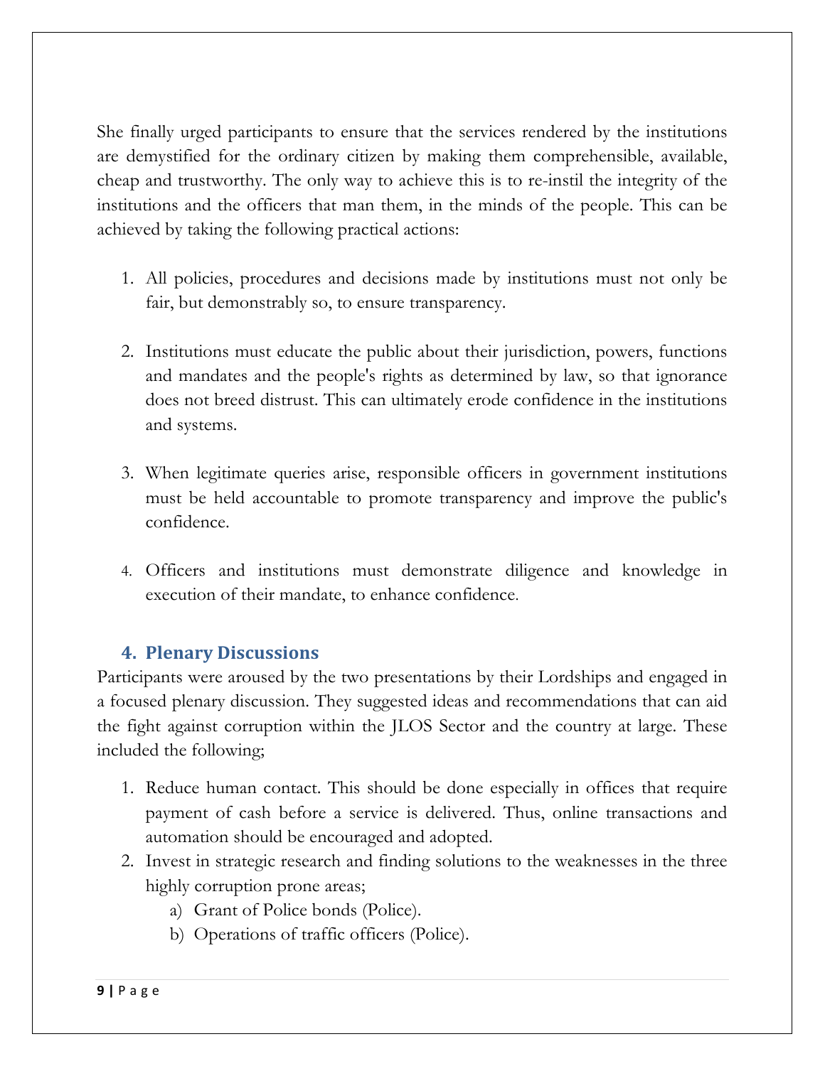She finally urged participants to ensure that the services rendered by the institutions are demystified for the ordinary citizen by making them comprehensible, available, cheap and trustworthy. The only way to achieve this is to re-instil the integrity of the institutions and the officers that man them, in the minds of the people. This can be achieved by taking the following practical actions:

1. All policies, procedures and decisions made by institutions must not only be fair, but demonstrably so, to ensure transparency.

2. Institutions must educate the public about their jurisdiction, powers, functions and mandates and the people's rights as determined by law, so that ignorance does not breed distrust. This can ultimately erode confidence in the institutions and systems.

3. When legitimate queries arise, responsible officers in government institutions must be held accountable to promote transparency and improve the public's confidence.

4. Officers and institutions must demonstrate diligence and knowledge in execution of their mandate, to enhance confidence.

## 4. Plenary Discussions

Participants were aroused by the two presentations by their Lordships and engaged in a focused plenary discussion. They suggested ideas and recommendations that can aid the fight against corruption within the JLOS Sector and the country at large. These included the following;

1. Reduce human contact. This should be done especially in offices that require payment of cash before a service is delivered. Thus, online transactions and automation should be encouraged and adopted.
2. Invest in strategic research and finding solutions to the weaknesses in the three highly corruption prone areas;
    a) Grant of Police bonds (Police).
    b) Operations of traffic officers (Police).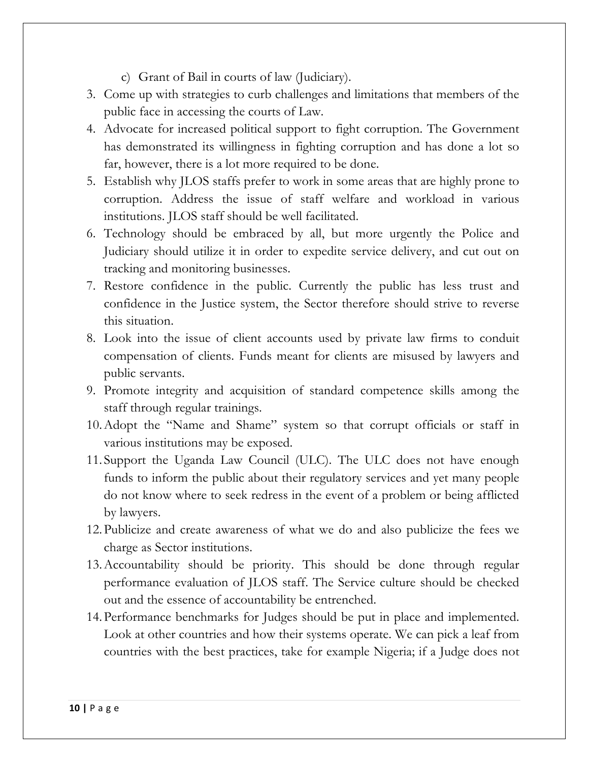c) Grant of Bail in courts of law (Judiciary).

3. Come up with strategies to curb challenges and limitations that members of the public face in accessing the courts of Law.
4. Advocate for increased political support to fight corruption. The Government has demonstrated its willingness in fighting corruption and has done a lot so far, however, there is a lot more required to be done.
5. Establish why JLOS staffs prefer to work in some areas that are highly prone to corruption. Address the issue of staff welfare and workload in various institutions. JLOS staff should be well facilitated.
6. Technology should be embraced by all, but more urgently the Police and Judiciary should utilize it in order to expedite service delivery, and cut out on tracking and monitoring businesses.
7. Restore confidence in the public. Currently the public has less trust and confidence in the Justice system, the Sector therefore should strive to reverse this situation.
8. Look into the issue of client accounts used by private law firms to conduit compensation of clients. Funds meant for clients are misused by lawyers and public servants.
9. Promote integrity and acquisition of standard competence skills among the staff through regular trainings.
10. Adopt the "Name and Shame" system so that corrupt officials or staff in various institutions may be exposed.
11. Support the Uganda Law Council (ULC). The ULC does not have enough funds to inform the public about their regulatory services and yet many people do not know where to seek redress in the event of a problem or being afflicted by lawyers.
12. Publicize and create awareness of what we do and also publicize the fees we charge as Sector institutions.
13. Accountability should be priority. This should be done through regular performance evaluation of JLOS staff. The Service culture should be checked out and the essence of accountability be entrenched.
14. Performance benchmarks for Judges should be put in place and implemented. Look at other countries and how their systems operate. We can pick a leaf from countries with the best practices, take for example Nigeria; if a Judge does not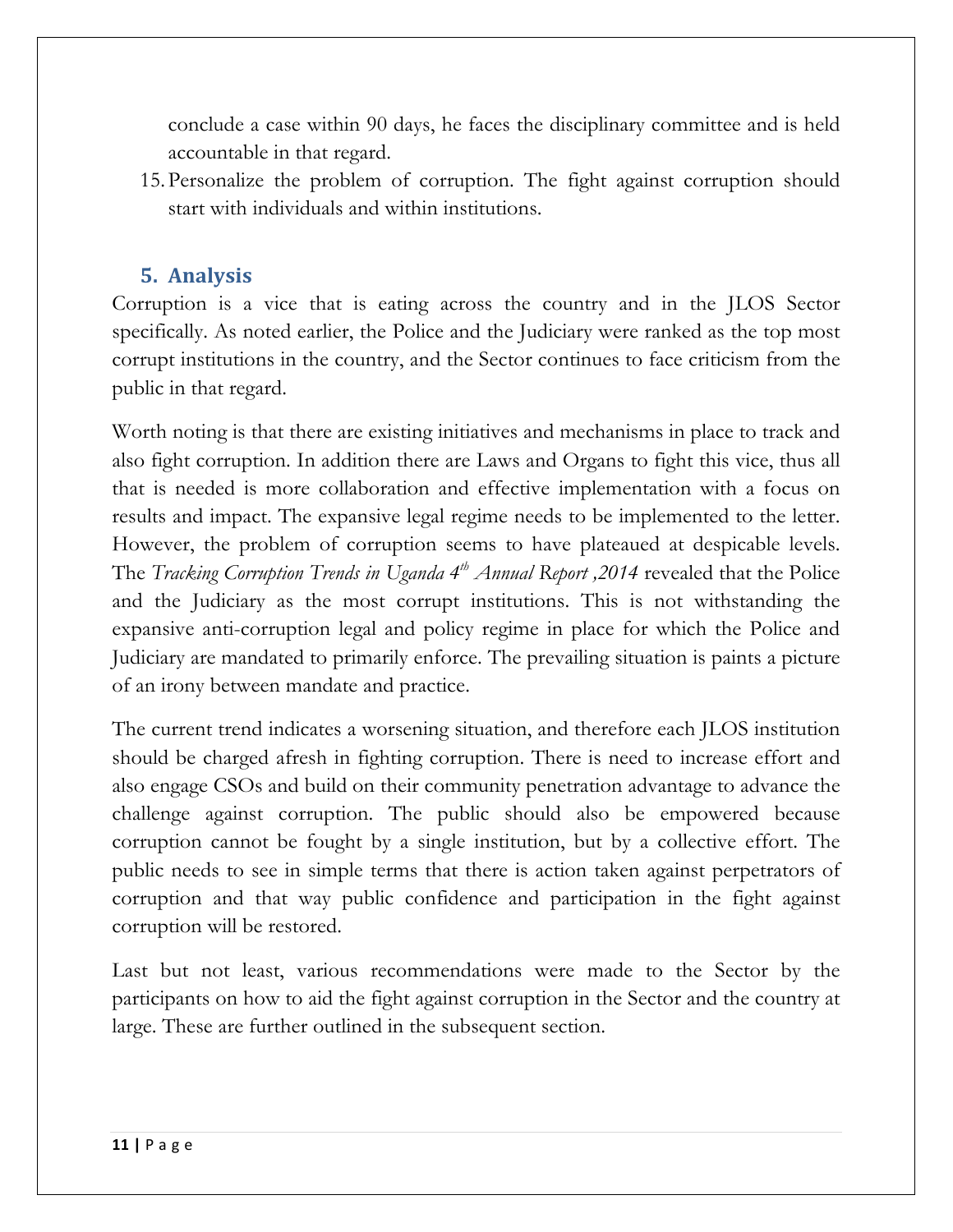conclude a case within 90 days, he faces the disciplinary committee and is held accountable in that regard.

15. Personalize the problem of corruption. The fight against corruption should start with individuals and within institutions.

## 5. Analysis

Corruption is a vice that is eating across the country and in the JLOS Sector specifically. As noted earlier, the Police and the Judiciary were ranked as the top most corrupt institutions in the country, and the Sector continues to face criticism from the public in that regard.

Worth noting is that there are existing initiatives and mechanisms in place to track and also fight corruption. In addition there are Laws and Organs to fight this vice, thus all that is needed is more collaboration and effective implementation with a focus on results and impact. The expansive legal regime needs to be implemented to the letter. However, the problem of corruption seems to have plateaued at despicable levels. The *Tracking Corruption Trends in Uganda 4th Annual Report ,2014* revealed that the Police and the Judiciary as the most corrupt institutions. This is not withstanding the expansive anti-corruption legal and policy regime in place for which the Police and Judiciary are mandated to primarily enforce. The prevailing situation is paints a picture of an irony between mandate and practice.

The current trend indicates a worsening situation, and therefore each JLOS institution should be charged afresh in fighting corruption. There is need to increase effort and also engage CSOs and build on their community penetration advantage to advance the challenge against corruption. The public should also be empowered because corruption cannot be fought by a single institution, but by a collective effort. The public needs to see in simple terms that there is action taken against perpetrators of corruption and that way public confidence and participation in the fight against corruption will be restored.

Last but not least, various recommendations were made to the Sector by the participants on how to aid the fight against corruption in the Sector and the country at large. These are further outlined in the subsequent section.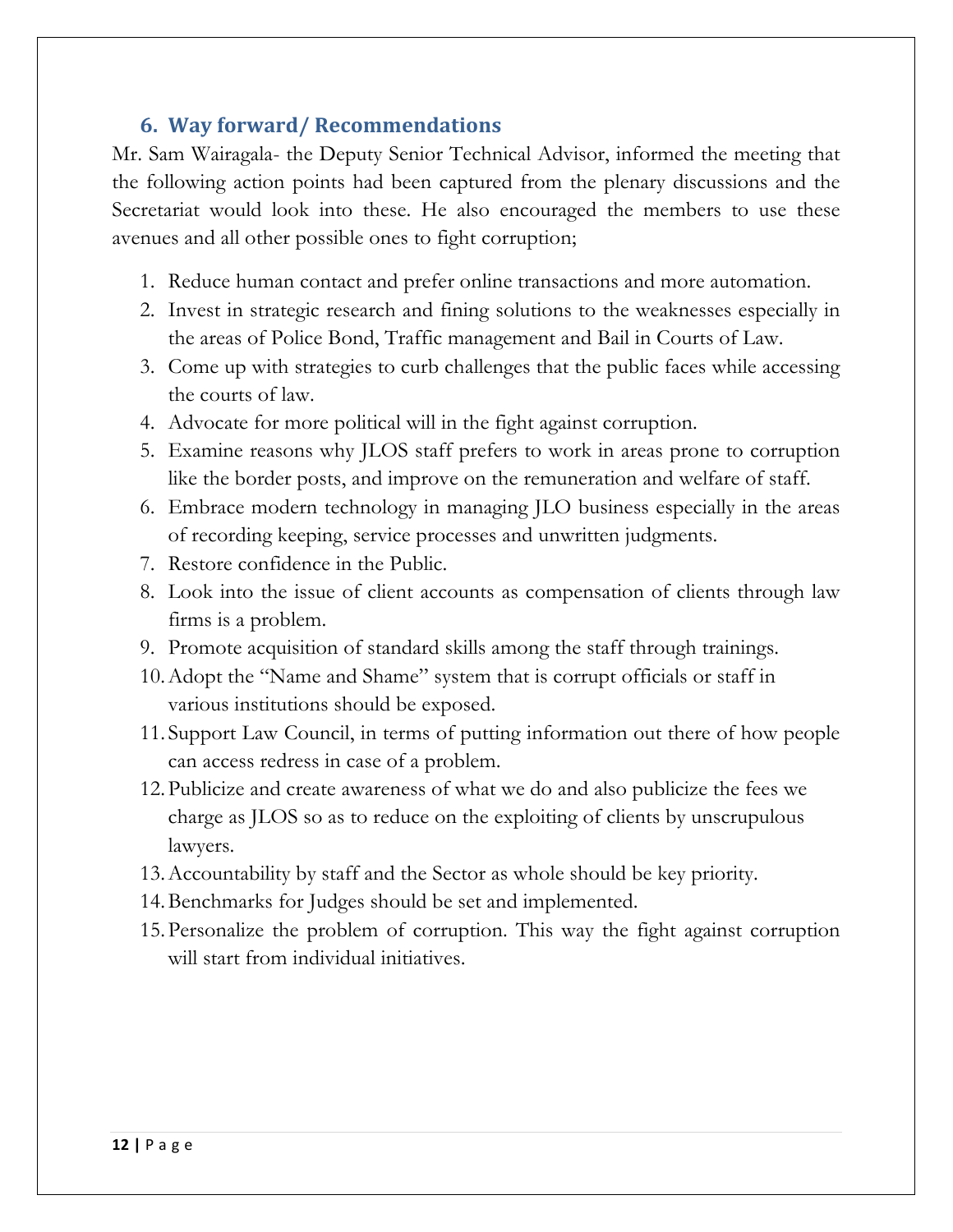## 6. Way forward/ Recommendations

Mr. Sam Wairagala- the Deputy Senior Technical Advisor, informed the meeting that the following action points had been captured from the plenary discussions and the Secretariat would look into these. He also encouraged the members to use these avenues and all other possible ones to fight corruption;

1. Reduce human contact and prefer online transactions and more automation.
2. Invest in strategic research and fining solutions to the weaknesses especially in the areas of Police Bond, Traffic management and Bail in Courts of Law.
3. Come up with strategies to curb challenges that the public faces while accessing the courts of law.
4. Advocate for more political will in the fight against corruption.
5. Examine reasons why JLOS staff prefers to work in areas prone to corruption like the border posts, and improve on the remuneration and welfare of staff.
6. Embrace modern technology in managing JLO business especially in the areas of recording keeping, service processes and unwritten judgments.
7. Restore confidence in the Public.
8. Look into the issue of client accounts as compensation of clients through law firms is a problem.
9. Promote acquisition of standard skills among the staff through trainings.
10. Adopt the "Name and Shame" system that is corrupt officials or staff in various institutions should be exposed.
11. Support Law Council, in terms of putting information out there of how people can access redress in case of a problem.
12. Publicize and create awareness of what we do and also publicize the fees we charge as JLOS so as to reduce on the exploiting of clients by unscrupulous lawyers.
13. Accountability by staff and the Sector as whole should be key priority.
14. Benchmarks for Judges should be set and implemented.
15. Personalize the problem of corruption. This way the fight against corruption will start from individual initiatives.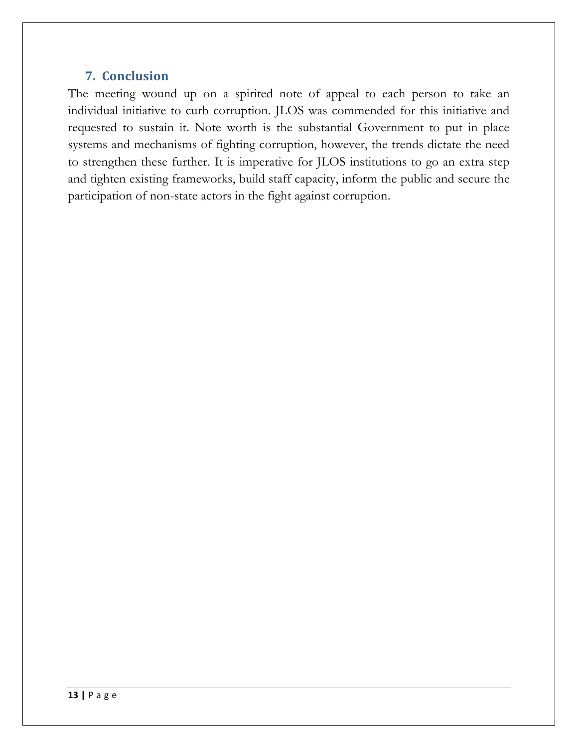## 7. Conclusion

The meeting wound up on a spirited note of appeal to each person to take an individual initiative to curb corruption. JLOS was commended for this initiative and requested to sustain it. Note worth is the substantial Government to put in place systems and mechanisms of fighting corruption, however, the trends dictate the need to strengthen these further. It is imperative for JLOS institutions to go an extra step and tighten existing frameworks, build staff capacity, inform the public and secure the participation of non-state actors in the fight against corruption.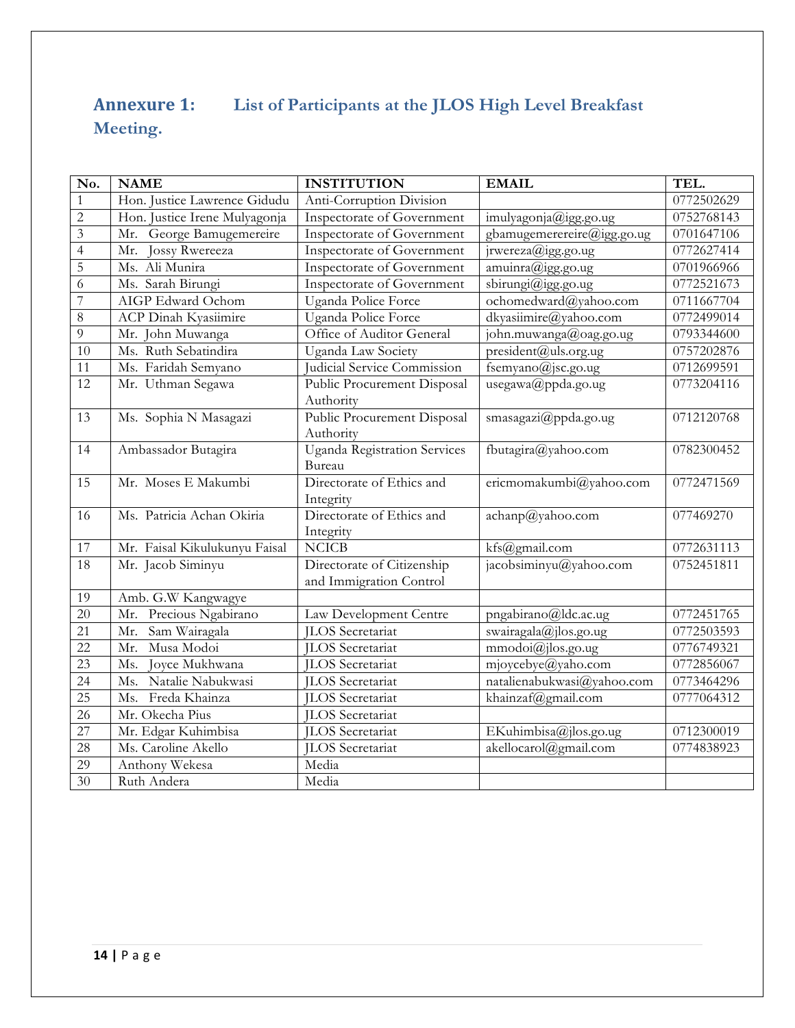## Annexure 1: List of Participants at the JLOS High Level Breakfast Meeting.

| No. | NAME | INSTITUTION | EMAIL | TEL. |
|---|---|---|---|---|
| 1 | Hon. Justice Lawrence Gidudu | Anti-Corruption Division | | 0772502629 |
| 2 | Hon. Justice Irene Mulyagonja | Inspectorate of Government | imulyagonja@igg.go.ug | 0752768143 |
| 3 | Mr. George Bamugemereire | Inspectorate of Government | gbamugemerereire@igg.go.ug | 0701647106 |
| 4 | Mr. Jossy Rwereeza | Inspectorate of Government | jrwereza@igg.go.ug | 0772627414 |
| 5 | Ms. Ali Munira | Inspectorate of Government | amuinra@igg.go.ug | 0701966966 |
| 6 | Ms. Sarah Birungi | Inspectorate of Government | sbirungi@igg.go.ug | 0772521673 |
| 7 | AIGP Edward Ochom | Uganda Police Force | ochomedward@yahoo.com | 0711667704 |
| 8 | ACP Dinah Kyasiimire | Uganda Police Force | dkyasiimire@yahoo.com | 0772499014 |
| 9 | Mr. John Muwanga | Office of Auditor General | john.muwanga@oag.go.ug | 0793344600 |
| 10 | Ms. Ruth Sebatindira | Uganda Law Society | president@uls.org.ug | 0757202876 |
| 11 | Ms. Faridah Semyano | Judicial Service Commission | fsemyano@jsc.go.ug | 0712699591 |
| 12 | Mr. Uthman Segawa | Public Procurement Disposal Authority | usegawa@ppda.go.ug | 0773204116 |
| 13 | Ms. Sophia N Masagazi | Public Procurement Disposal Authority | smasagazi@ppda.go.ug | 0712120768 |
| 14 | Ambassador Butagira | Uganda Registration Services Bureau | fbutagira@yahoo.com | 0782300452 |
| 15 | Mr. Moses E Makumbi | Directorate of Ethics and Integrity | ericmomakumbi@yahoo.com | 0772471569 |
| 16 | Ms. Patricia Achan Okiria | Directorate of Ethics and Integrity | achanp@yahoo.com | 077469270 |
| 17 | Mr. Faisal Kikulukunyu Faisal | NCICB | kfs@gmail.com | 0772631113 |
| 18 | Mr. Jacob Siminyu | Directorate of Citizenship and Immigration Control | jacobsiminyu@yahoo.com | 0752451811 |
| 19 | Amb. G.W Kangwagye | | | |
| 20 | Mr. Precious Ngabirano | Law Development Centre | pngabirano@ldc.ac.ug | 0772451765 |
| 21 | Mr. Sam Wairagala | JLOS Secretariat | swairagala@jlos.go.ug | 0772503593 |
| 22 | Mr. Musa Modoi | JLOS Secretariat | mmodoi@jlos.go.ug | 0776749321 |
| 23 | Ms. Joyce Mukhwana | JLOS Secretariat | mjoycebye@yaho.com | 0772856067 |
| 24 | Ms. Natalie Nabukwasi | JLOS Secretariat | natalienabukwasi@yahoo.com | 0773464296 |
| 25 | Ms. Freda Khainza | JLOS Secretariat | khainzaf@gmail.com | 0777064312 |
| 26 | Mr. Okecha Pius | JLOS Secretariat | | |
| 27 | Mr. Edgar Kuhimbisa | JLOS Secretariat | EKuhimbisa@jlos.go.ug | 0712300019 |
| 28 | Ms. Caroline Akello | JLOS Secretariat | akellocarol@gmail.com | 0774838923 |
| 29 | Anthony Wekesa | Media | | |
| 30 | Ruth Andera | Media | | |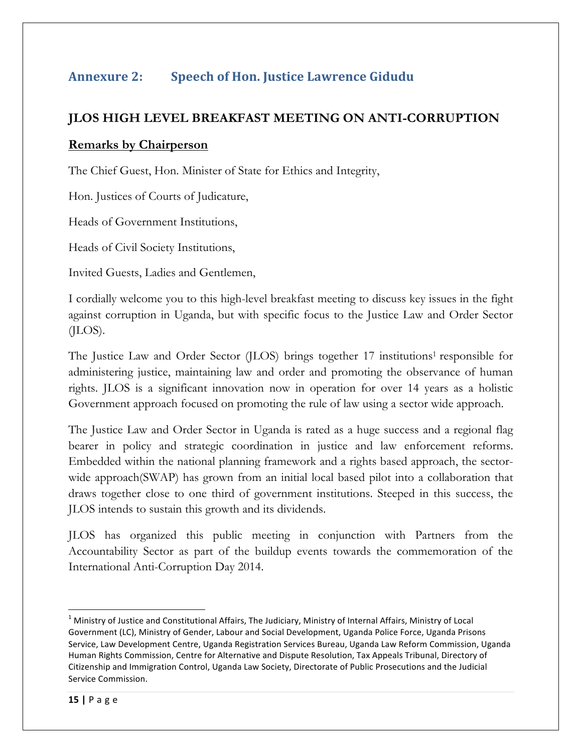## Annexure 2: Speech of Hon. Justice Lawrence Gidudu

### JLOS HIGH LEVEL BREAKFAST MEETING ON ANTI-CORRUPTION

**Remarks by Chairperson**

The Chief Guest, Hon. Minister of State for Ethics and Integrity,

Hon. Justices of Courts of Judicature,

Heads of Government Institutions,

Heads of Civil Society Institutions,

Invited Guests, Ladies and Gentlemen,

I cordially welcome you to this high-level breakfast meeting to discuss key issues in the fight against corruption in Uganda, but with specific focus to the Justice Law and Order Sector (JLOS).

The Justice Law and Order Sector (JLOS) brings together 17 institutions[1] responsible for administering justice, maintaining law and order and promoting the observance of human rights. JLOS is a significant innovation now in operation for over 14 years as a holistic Government approach focused on promoting the rule of law using a sector wide approach.

The Justice Law and Order Sector in Uganda is rated as a huge success and a regional flag bearer in policy and strategic coordination in justice and law enforcement reforms. Embedded within the national planning framework and a rights based approach, the sector-wide approach(SWAP) has grown from an initial local based pilot into a collaboration that draws together close to one third of government institutions. Steeped in this success, the JLOS intends to sustain this growth and its dividends.

JLOS has organized this public meeting in conjunction with Partners from the Accountability Sector as part of the buildup events towards the commemoration of the International Anti-Corruption Day 2014.

---

[1] Ministry of Justice and Constitutional Affairs, The Judiciary, Ministry of Internal Affairs, Ministry of Local Government (LC), Ministry of Gender, Labour and Social Development, Uganda Police Force, Uganda Prisons Service, Law Development Centre, Uganda Registration Services Bureau, Uganda Law Reform Commission, Uganda Human Rights Commission, Centre for Alternative and Dispute Resolution, Tax Appeals Tribunal, Directory of Citizenship and Immigration Control, Uganda Law Society, Directorate of Public Prosecutions and the Judicial Service Commission.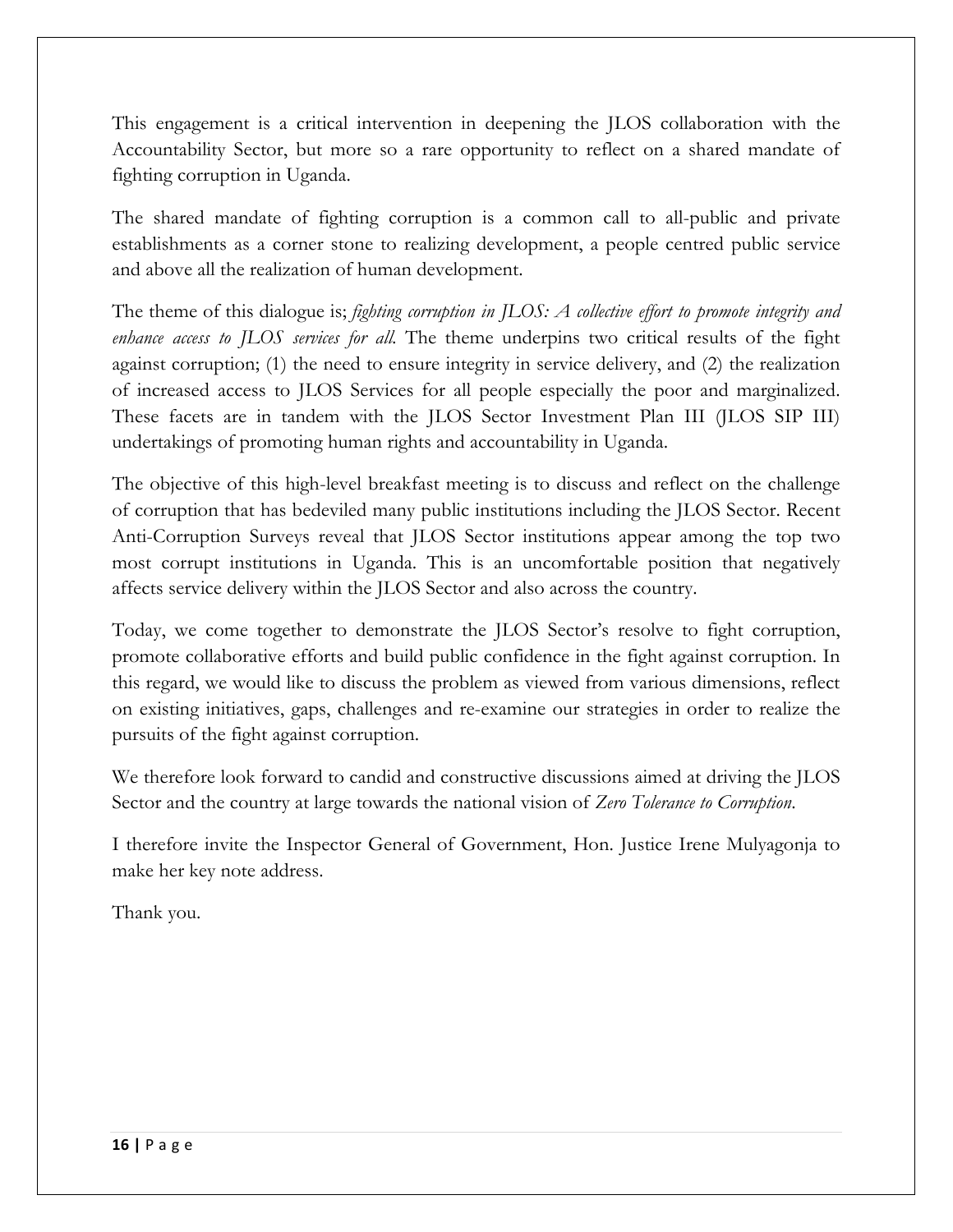This engagement is a critical intervention in deepening the JLOS collaboration with the Accountability Sector, but more so a rare opportunity to reflect on a shared mandate of fighting corruption in Uganda.

The shared mandate of fighting corruption is a common call to all-public and private establishments as a corner stone to realizing development, a people centred public service and above all the realization of human development.

The theme of this dialogue is; *fighting corruption in JLOS: A collective effort to promote integrity and enhance access to JLOS services for all.* The theme underpins two critical results of the fight against corruption; (1) the need to ensure integrity in service delivery, and (2) the realization of increased access to JLOS Services for all people especially the poor and marginalized. These facets are in tandem with the JLOS Sector Investment Plan III (JLOS SIP III) undertakings of promoting human rights and accountability in Uganda.

The objective of this high-level breakfast meeting is to discuss and reflect on the challenge of corruption that has bedeviled many public institutions including the JLOS Sector. Recent Anti-Corruption Surveys reveal that JLOS Sector institutions appear among the top two most corrupt institutions in Uganda. This is an uncomfortable position that negatively affects service delivery within the JLOS Sector and also across the country.

Today, we come together to demonstrate the JLOS Sector's resolve to fight corruption, promote collaborative efforts and build public confidence in the fight against corruption. In this regard, we would like to discuss the problem as viewed from various dimensions, reflect on existing initiatives, gaps, challenges and re-examine our strategies in order to realize the pursuits of the fight against corruption.

We therefore look forward to candid and constructive discussions aimed at driving the JLOS Sector and the country at large towards the national vision of *Zero Tolerance to Corruption*.

I therefore invite the Inspector General of Government, Hon. Justice Irene Mulyagonja to make her key note address.

Thank you.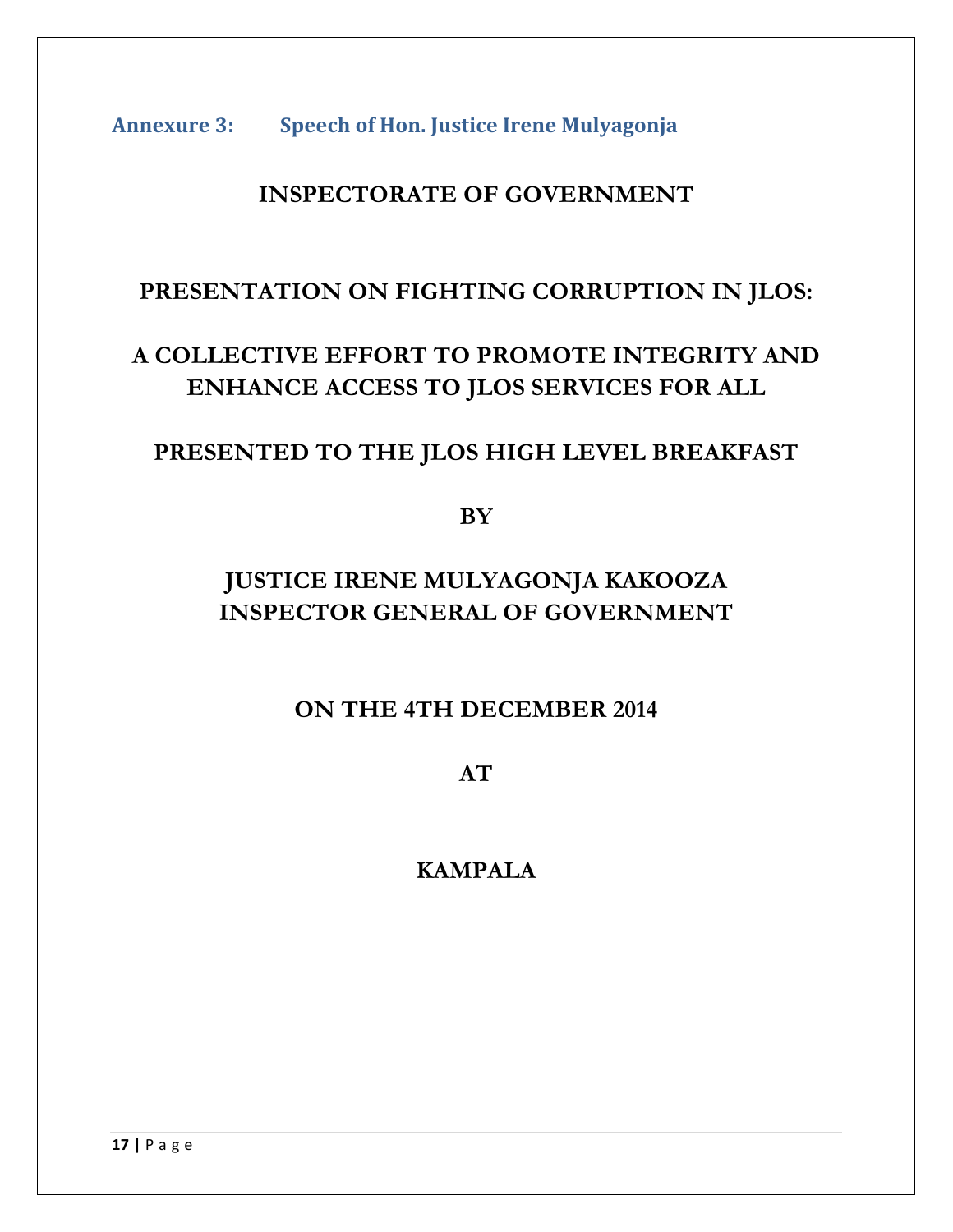## Annexure 3: Speech of Hon. Justice Irene Mulyagonja

**INSPECTORATE OF GOVERNMENT**

**PRESENTATION ON FIGHTING CORRUPTION IN JLOS:**

**A COLLECTIVE EFFORT TO PROMOTE INTEGRITY AND ENHANCE ACCESS TO JLOS SERVICES FOR ALL**

**PRESENTED TO THE JLOS HIGH LEVEL BREAKFAST**

**BY**

**JUSTICE IRENE MULYAGONJA KAKOOZA**
**INSPECTOR GENERAL OF GOVERNMENT**

**ON THE 4TH DECEMBER 2014**

**AT**

**KAMPALA**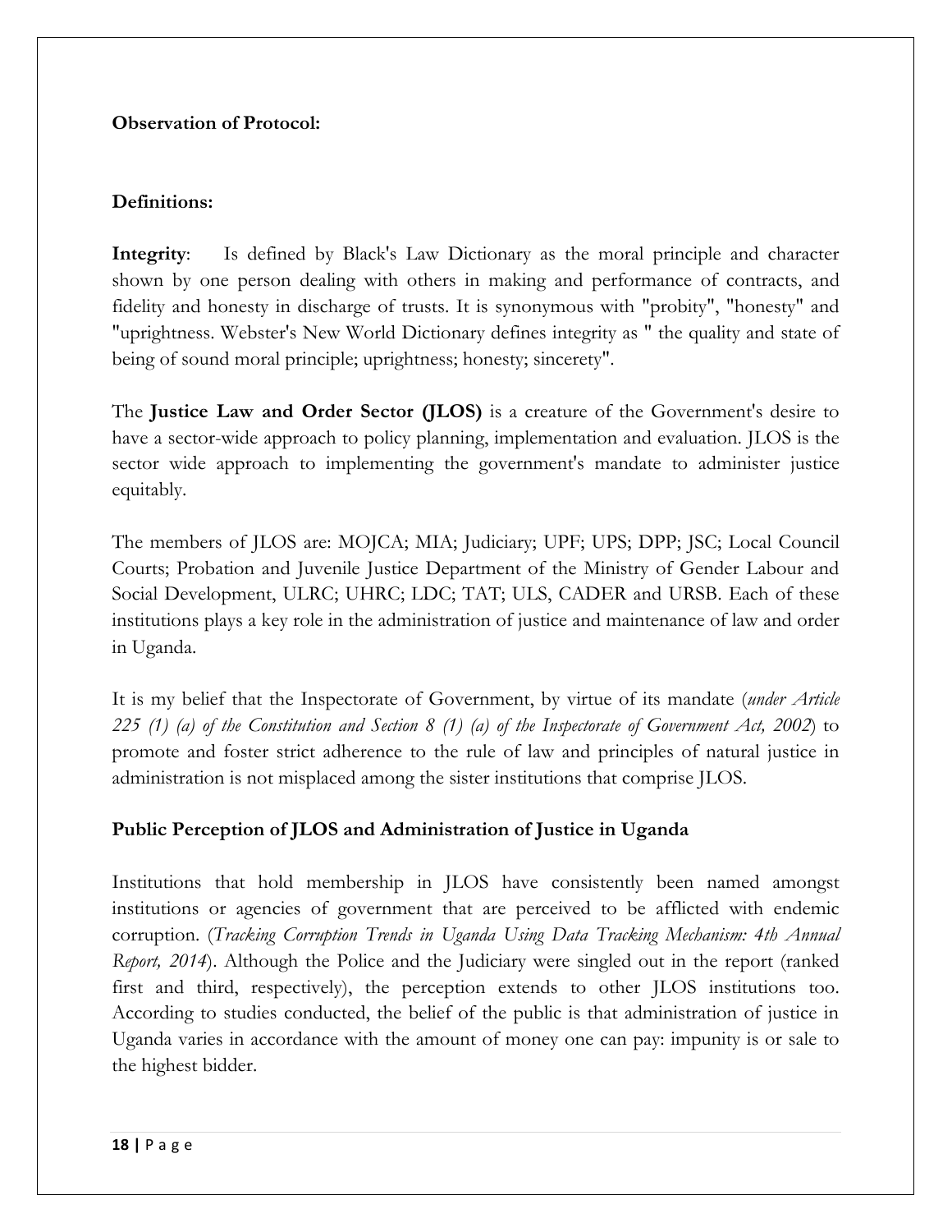**Observation of Protocol:**

**Definitions:**

**Integrity**: Is defined by Black's Law Dictionary as the moral principle and character shown by one person dealing with others in making and performance of contracts, and fidelity and honesty in discharge of trusts. It is synonymous with "probity", "honesty" and "uprightness. Webster's New World Dictionary defines integrity as " the quality and state of being of sound moral principle; uprightness; honesty; sincerety".

The **Justice Law and Order Sector (JLOS)** is a creature of the Government's desire to have a sector-wide approach to policy planning, implementation and evaluation. JLOS is the sector wide approach to implementing the government's mandate to administer justice equitably.

The members of JLOS are: MOJCA; MIA; Judiciary; UPF; UPS; DPP; JSC; Local Council Courts; Probation and Juvenile Justice Department of the Ministry of Gender Labour and Social Development, ULRC; UHRC; LDC; TAT; ULS, CADER and URSB. Each of these institutions plays a key role in the administration of justice and maintenance of law and order in Uganda.

It is my belief that the Inspectorate of Government, by virtue of its mandate (*under Article 225 (1) (a) of the Constitution and Section 8 (1) (a) of the Inspectorate of Government Act, 2002*) to promote and foster strict adherence to the rule of law and principles of natural justice in administration is not misplaced among the sister institutions that comprise JLOS.

**Public Perception of JLOS and Administration of Justice in Uganda**

Institutions that hold membership in JLOS have consistently been named amongst institutions or agencies of government that are perceived to be afflicted with endemic corruption. (*Tracking Corruption Trends in Uganda Using Data Tracking Mechanism: 4th Annual Report, 2014*). Although the Police and the Judiciary were singled out in the report (ranked first and third, respectively), the perception extends to other JLOS institutions too. According to studies conducted, the belief of the public is that administration of justice in Uganda varies in accordance with the amount of money one can pay: impunity is or sale to the highest bidder.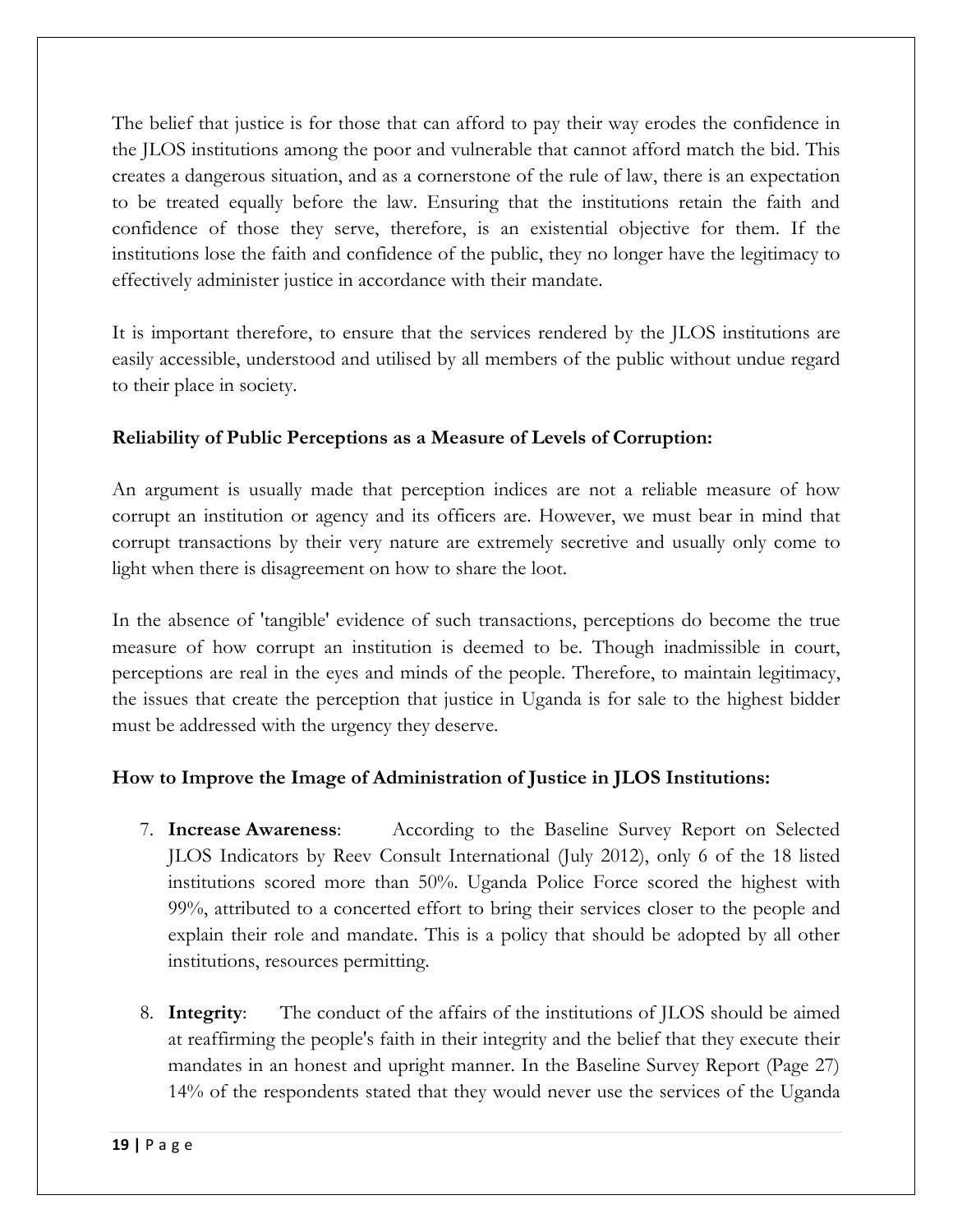The belief that justice is for those that can afford to pay their way erodes the confidence in the JLOS institutions among the poor and vulnerable that cannot afford match the bid. This creates a dangerous situation, and as a cornerstone of the rule of law, there is an expectation to be treated equally before the law. Ensuring that the institutions retain the faith and confidence of those they serve, therefore, is an existential objective for them. If the institutions lose the faith and confidence of the public, they no longer have the legitimacy to effectively administer justice in accordance with their mandate.

It is important therefore, to ensure that the services rendered by the JLOS institutions are easily accessible, understood and utilised by all members of the public without undue regard to their place in society.

**Reliability of Public Perceptions as a Measure of Levels of Corruption:**

An argument is usually made that perception indices are not a reliable measure of how corrupt an institution or agency and its officers are. However, we must bear in mind that corrupt transactions by their very nature are extremely secretive and usually only come to light when there is disagreement on how to share the loot.

In the absence of 'tangible' evidence of such transactions, perceptions do become the true measure of how corrupt an institution is deemed to be. Though inadmissible in court, perceptions are real in the eyes and minds of the people. Therefore, to maintain legitimacy, the issues that create the perception that justice in Uganda is for sale to the highest bidder must be addressed with the urgency they deserve.

**How to Improve the Image of Administration of Justice in JLOS Institutions:**

7. **Increase Awareness**: According to the Baseline Survey Report on Selected JLOS Indicators by Reev Consult International (July 2012), only 6 of the 18 listed institutions scored more than 50%. Uganda Police Force scored the highest with 99%, attributed to a concerted effort to bring their services closer to the people and explain their role and mandate. This is a policy that should be adopted by all other institutions, resources permitting.

8. **Integrity**: The conduct of the affairs of the institutions of JLOS should be aimed at reaffirming the people's faith in their integrity and the belief that they execute their mandates in an honest and upright manner. In the Baseline Survey Report (Page 27) 14% of the respondents stated that they would never use the services of the Uganda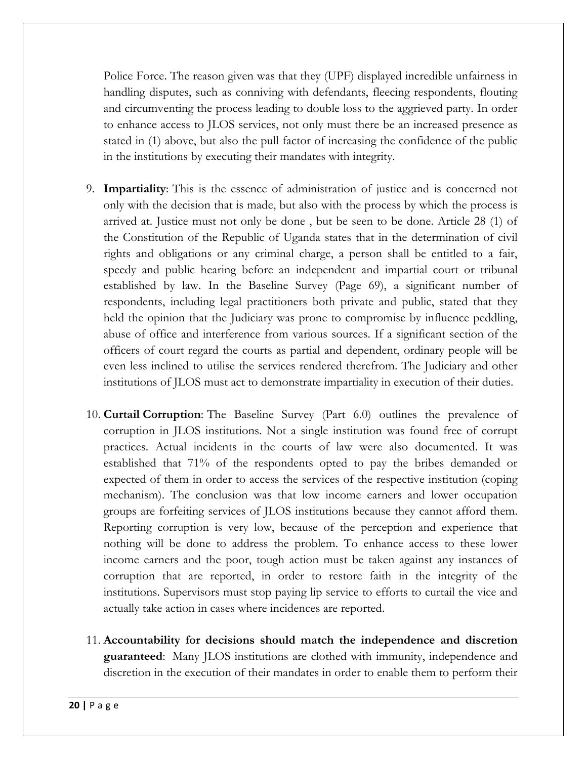Police Force. The reason given was that they (UPF) displayed incredible unfairness in handling disputes, such as conniving with defendants, fleecing respondents, flouting and circumventing the process leading to double loss to the aggrieved party. In order to enhance access to JLOS services, not only must there be an increased presence as stated in (1) above, but also the pull factor of increasing the confidence of the public in the institutions by executing their mandates with integrity.

9. **Impartiality**: This is the essence of administration of justice and is concerned not only with the decision that is made, but also with the process by which the process is arrived at. Justice must not only be done , but be seen to be done. Article 28 (1) of the Constitution of the Republic of Uganda states that in the determination of civil rights and obligations or any criminal charge, a person shall be entitled to a fair, speedy and public hearing before an independent and impartial court or tribunal established by law. In the Baseline Survey (Page 69), a significant number of respondents, including legal practitioners both private and public, stated that they held the opinion that the Judiciary was prone to compromise by influence peddling, abuse of office and interference from various sources. If a significant section of the officers of court regard the courts as partial and dependent, ordinary people will be even less inclined to utilise the services rendered therefrom. The Judiciary and other institutions of JLOS must act to demonstrate impartiality in execution of their duties.

10. **Curtail Corruption**: The Baseline Survey (Part 6.0) outlines the prevalence of corruption in JLOS institutions. Not a single institution was found free of corrupt practices. Actual incidents in the courts of law were also documented. It was established that 71% of the respondents opted to pay the bribes demanded or expected of them in order to access the services of the respective institution (coping mechanism). The conclusion was that low income earners and lower occupation groups are forfeiting services of JLOS institutions because they cannot afford them. Reporting corruption is very low, because of the perception and experience that nothing will be done to address the problem. To enhance access to these lower income earners and the poor, tough action must be taken against any instances of corruption that are reported, in order to restore faith in the integrity of the institutions. Supervisors must stop paying lip service to efforts to curtail the vice and actually take action in cases where incidences are reported.

11. **Accountability for decisions should match the independence and discretion guaranteed**: Many JLOS institutions are clothed with immunity, independence and discretion in the execution of their mandates in order to enable them to perform their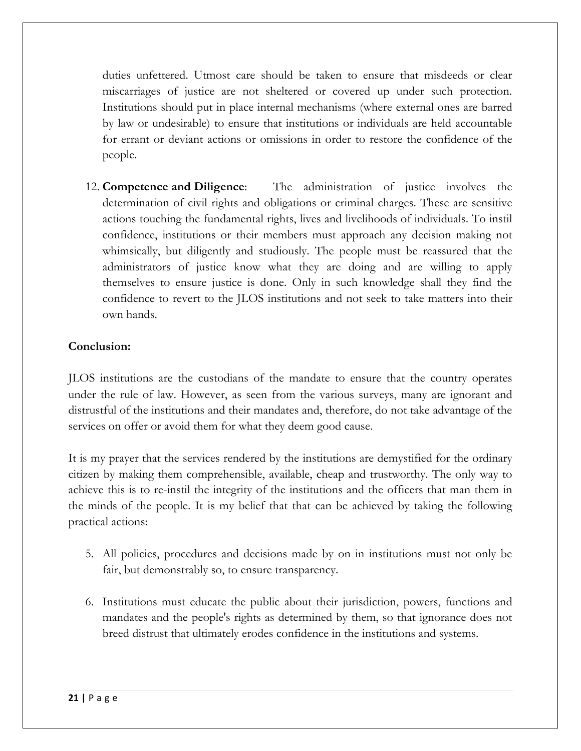duties unfettered. Utmost care should be taken to ensure that misdeeds or clear miscarriages of justice are not sheltered or covered up under such protection. Institutions should put in place internal mechanisms (where external ones are barred by law or undesirable) to ensure that institutions or individuals are held accountable for errant or deviant actions or omissions in order to restore the confidence of the people.

12. **Competence and Diligence**: The administration of justice involves the determination of civil rights and obligations or criminal charges. These are sensitive actions touching the fundamental rights, lives and livelihoods of individuals. To instil confidence, institutions or their members must approach any decision making not whimsically, but diligently and studiously. The people must be reassured that the administrators of justice know what they are doing and are willing to apply themselves to ensure justice is done. Only in such knowledge shall they find the confidence to revert to the JLOS institutions and not seek to take matters into their own hands.

**Conclusion:**

JLOS institutions are the custodians of the mandate to ensure that the country operates under the rule of law. However, as seen from the various surveys, many are ignorant and distrustful of the institutions and their mandates and, therefore, do not take advantage of the services on offer or avoid them for what they deem good cause.

It is my prayer that the services rendered by the institutions are demystified for the ordinary citizen by making them comprehensible, available, cheap and trustworthy. The only way to achieve this is to re-instil the integrity of the institutions and the officers that man them in the minds of the people. It is my belief that that can be achieved by taking the following practical actions:

5. All policies, procedures and decisions made by on in institutions must not only be fair, but demonstrably so, to ensure transparency.

6. Institutions must educate the public about their jurisdiction, powers, functions and mandates and the people's rights as determined by them, so that ignorance does not breed distrust that ultimately erodes confidence in the institutions and systems.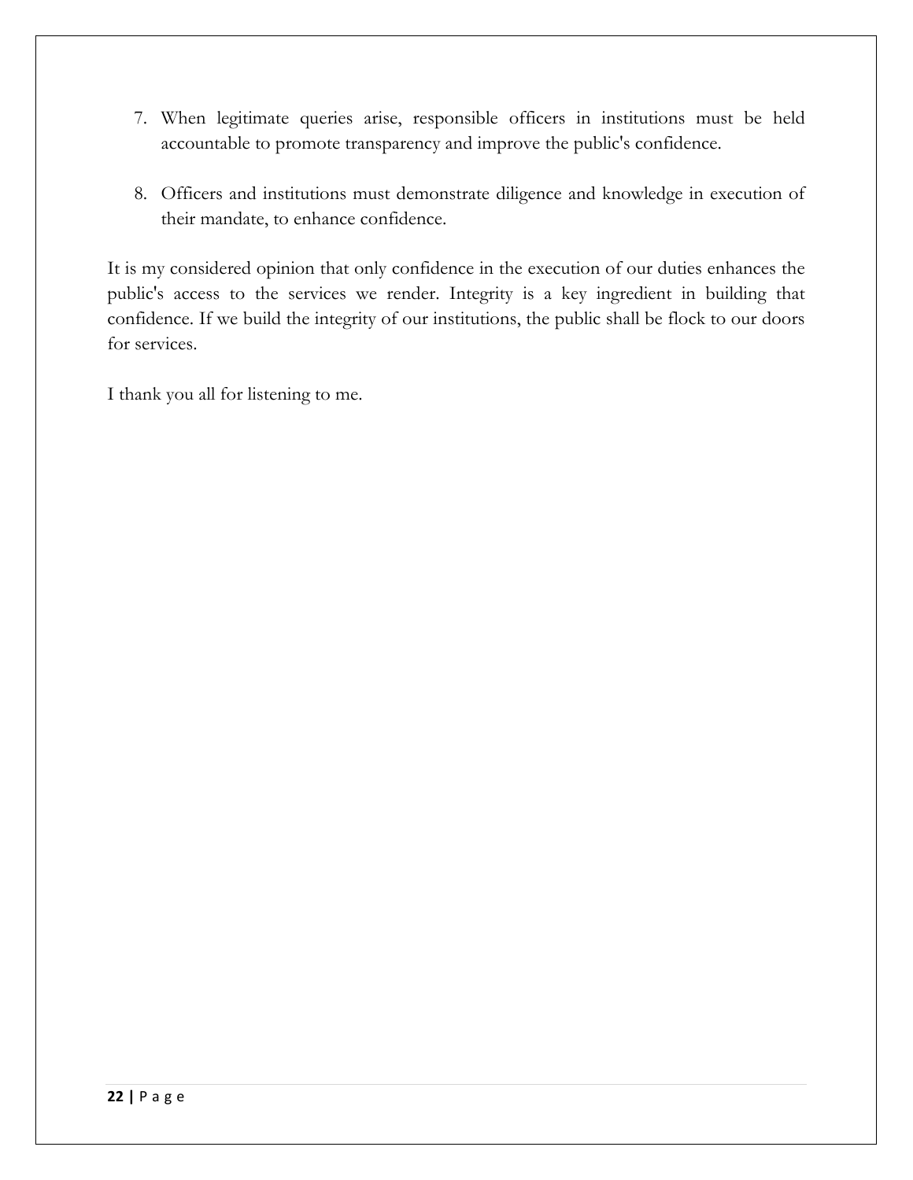7. When legitimate queries arise, responsible officers in institutions must be held accountable to promote transparency and improve the public's confidence.

8. Officers and institutions must demonstrate diligence and knowledge in execution of their mandate, to enhance confidence.

It is my considered opinion that only confidence in the execution of our duties enhances the public's access to the services we render. Integrity is a key ingredient in building that confidence. If we build the integrity of our institutions, the public shall be flock to our doors for services.

I thank you all for listening to me.